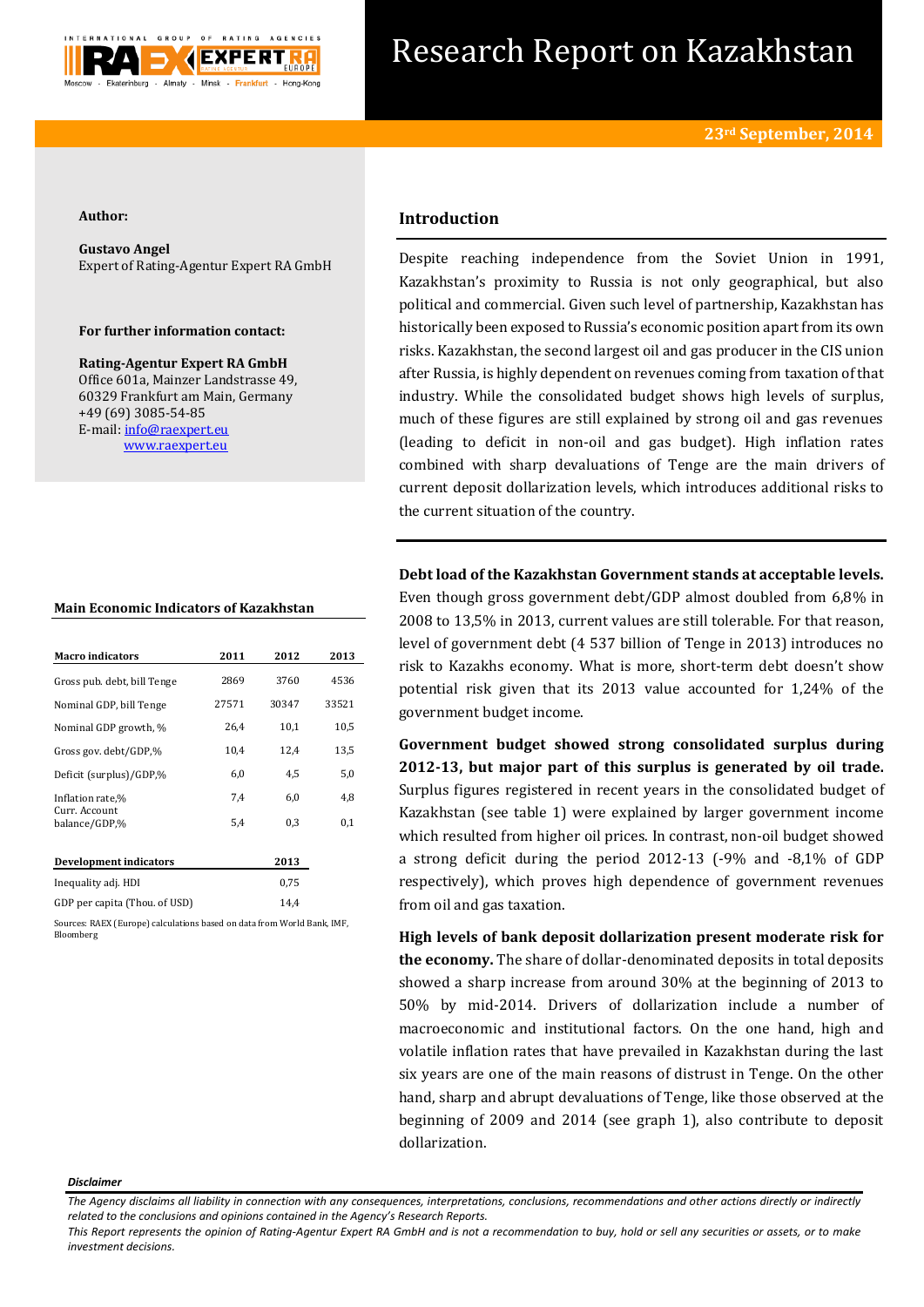# Research Report on Kazakhstan

**23rd September, 2014**

**Author:**

**Gustavo Angel**
Expert of Rating-Agentur Expert RA GmbH

**For further information contact:**

**Rating-Agentur Expert RA GmbH**
Office 601a, Mainzer Landstrasse 49,
60329 Frankfurt am Main, Germany
+49 (69) 3085-54-85
E-mail: info@raexpert.eu
www.raexpert.eu

**Main Economic Indicators of Kazakhstan**

| Macro indicators | 2011 | 2012 | 2013 |
|---|---|---|---|
| Gross pub. debt, bill Tenge | 2869 | 3760 | 4536 |
| Nominal GDP, bill Tenge | 27571 | 30347 | 33521 |
| Nominal GDP growth, % | 26,4 | 10,1 | 10,5 |
| Gross gov. debt/GDP,% | 10,4 | 12,4 | 13,5 |
| Deficit (surplus)/GDP,% | 6,0 | 4,5 | 5,0 |
| Inflation rate,% | 7,4 | 6,0 | 4,8 |
| Curr. Account balance/GDP,% | 5,4 | 0,3 | 0,1 |

| Development indicators | 2013 |
|---|---|
| Inequality adj. HDI | 0,75 |
| GDP per capita (Thou. of USD) | 14,4 |

Sources: RAEX (Europe) calculations based on data from World Bank, IMF, Bloomberg

## Introduction

Despite reaching independence from the Soviet Union in 1991, Kazakhstan's proximity to Russia is not only geographical, but also political and commercial. Given such level of partnership, Kazakhstan has historically been exposed to Russia's economic position apart from its own risks. Kazakhstan, the second largest oil and gas producer in the CIS union after Russia, is highly dependent on revenues coming from taxation of that industry. While the consolidated budget shows high levels of surplus, much of these figures are still explained by strong oil and gas revenues (leading to deficit in non-oil and gas budget). High inflation rates combined with sharp devaluations of Tenge are the main drivers of current deposit dollarization levels, which introduces additional risks to the current situation of the country.

**Debt load of the Kazakhstan Government stands at acceptable levels.** Even though gross government debt/GDP almost doubled from 6,8% in 2008 to 13,5% in 2013, current values are still tolerable. For that reason, level of government debt (4 537 billion of Tenge in 2013) introduces no risk to Kazakhs economy. What is more, short-term debt doesn't show potential risk given that its 2013 value accounted for 1,24% of the government budget income.

**Government budget showed strong consolidated surplus during 2012-13, but major part of this surplus is generated by oil trade.** Surplus figures registered in recent years in the consolidated budget of Kazakhstan (see table 1) were explained by larger government income which resulted from higher oil prices. In contrast, non-oil budget showed a strong deficit during the period 2012-13 (-9% and -8,1% of GDP respectively), which proves high dependence of government revenues from oil and gas taxation.

**High levels of bank deposit dollarization present moderate risk for the economy.** The share of dollar-denominated deposits in total deposits showed a sharp increase from around 30% at the beginning of 2013 to 50% by mid-2014. Drivers of dollarization include a number of macroeconomic and institutional factors. On the one hand, high and volatile inflation rates that have prevailed in Kazakhstan during the last six years are one of the main reasons of distrust in Tenge. On the other hand, sharp and abrupt devaluations of Tenge, like those observed at the beginning of 2009 and 2014 (see graph 1), also contribute to deposit dollarization.

*Disclaimer*

*The Agency disclaims all liability in connection with any consequences, interpretations, conclusions, recommendations and other actions directly or indirectly related to the conclusions and opinions contained in the Agency's Research Reports.*
*This Report represents the opinion of Rating-Agentur Expert RA GmbH and is not a recommendation to buy, hold or sell any securities or assets, or to make investment decisions.*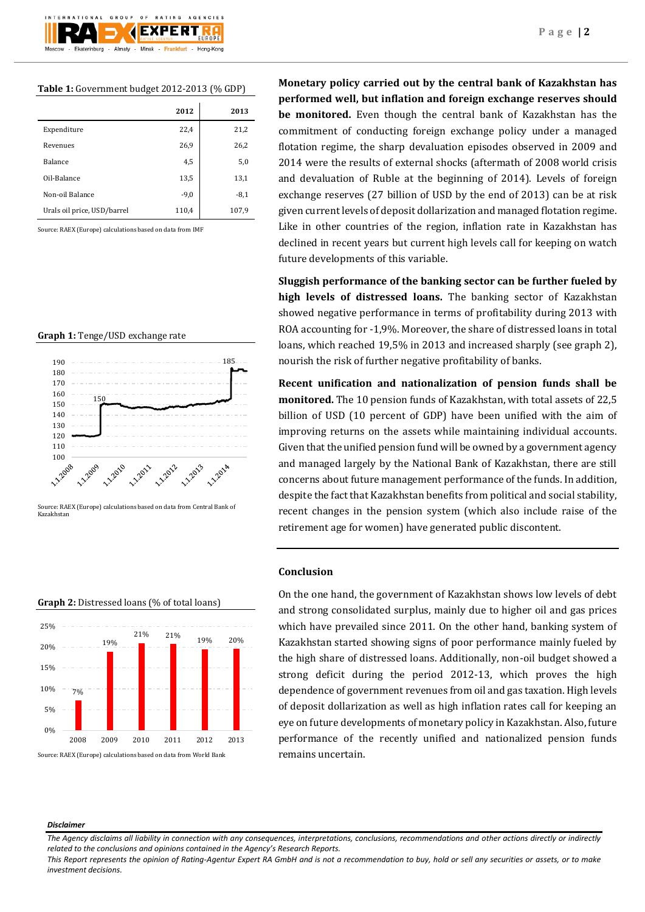**Table 1:** Government budget 2012-2013 (% GDP)

| | 2012 | 2013 |
|---|---|---|
| Expenditure | 22,4 | 21,2 |
| Revenues | 26,9 | 26,2 |
| Balance | 4,5 | 5,0 |
| Oil-Balance | 13,5 | 13,1 |
| Non-oil Balance | -9,0 | -8,1 |
| Urals oil price, USD/barrel | 110,4 | 107,9 |

Source: RAEX (Europe) calculations based on data from IMF

**Graph 1:** Tenge/USD exchange rate

190
180
170
160
150
140
130
120
110
100

185
150

1.1.2008
1.1.2009
1.1.2010
1.1.2011
1.1.2012
1.1.2013
1.1.2014

Source: RAEX (Europe) calculations based on data from Central Bank of Kazakhstan

**Graph 2:** Distressed loans (% of total loans)

25%
20%
15%
10%
5%
0%

7%
19%
21%
21%
19%
20%

2008
2009
2010
2011
2012
2013

Source: RAEX (Europe) calculations based on data from World Bank

**Monetary policy carried out by the central bank of Kazakhstan has performed well, but inflation and foreign exchange reserves should be monitored.** Even though the central bank of Kazakhstan has the commitment of conducting foreign exchange policy under a managed flotation regime, the sharp devaluation episodes observed in 2009 and 2014 were the results of external shocks (aftermath of 2008 world crisis and devaluation of Ruble at the beginning of 2014). Levels of foreign exchange reserves (27 billion of USD by the end of 2013) can be at risk given current levels of deposit dollarization and managed flotation regime. Like in other countries of the region, inflation rate in Kazakhstan has declined in recent years but current high levels call for keeping on watch future developments of this variable.

**Sluggish performance of the banking sector can be further fueled by high levels of distressed loans.** The banking sector of Kazakhstan showed negative performance in terms of profitability during 2013 with ROA accounting for -1,9%. Moreover, the share of distressed loans in total loans, which reached 19,5% in 2013 and increased sharply (see graph 2), nourish the risk of further negative profitability of banks.

**Recent unification and nationalization of pension funds shall be monitored.** The 10 pension funds of Kazakhstan, with total assets of 22,5 billion of USD (10 percent of GDP) have been unified with the aim of improving returns on the assets while maintaining individual accounts. Given that the unified pension fund will be owned by a government agency and managed largely by the National Bank of Kazakhstan, there are still concerns about future management performance of the funds. In addition, despite the fact that Kazakhstan benefits from political and social stability, recent changes in the pension system (which also include raise of the retirement age for women) have generated public discontent.

**Conclusion**

On the one hand, the government of Kazakhstan shows low levels of debt and strong consolidated surplus, mainly due to higher oil and gas prices which have prevailed since 2011. On the other hand, banking system of Kazakhstan started showing signs of poor performance mainly fueled by the high share of distressed loans. Additionally, non-oil budget showed a strong deficit during the period 2012-13, which proves the high dependence of government revenues from oil and gas taxation. High levels of deposit dollarization as well as high inflation rates call for keeping an eye on future developments of monetary policy in Kazakhstan. Also, future performance of the recently unified and nationalized pension funds remains uncertain.

***Disclaimer***

*The Agency disclaims all liability in connection with any consequences, interpretations, conclusions, recommendations and other actions directly or indirectly related to the conclusions and opinions contained in the Agency's Research Reports.*

*This Report represents the opinion of Rating-Agentur Expert RA GmbH and is not a recommendation to buy, hold or sell any securities or assets, or to make investment decisions.*